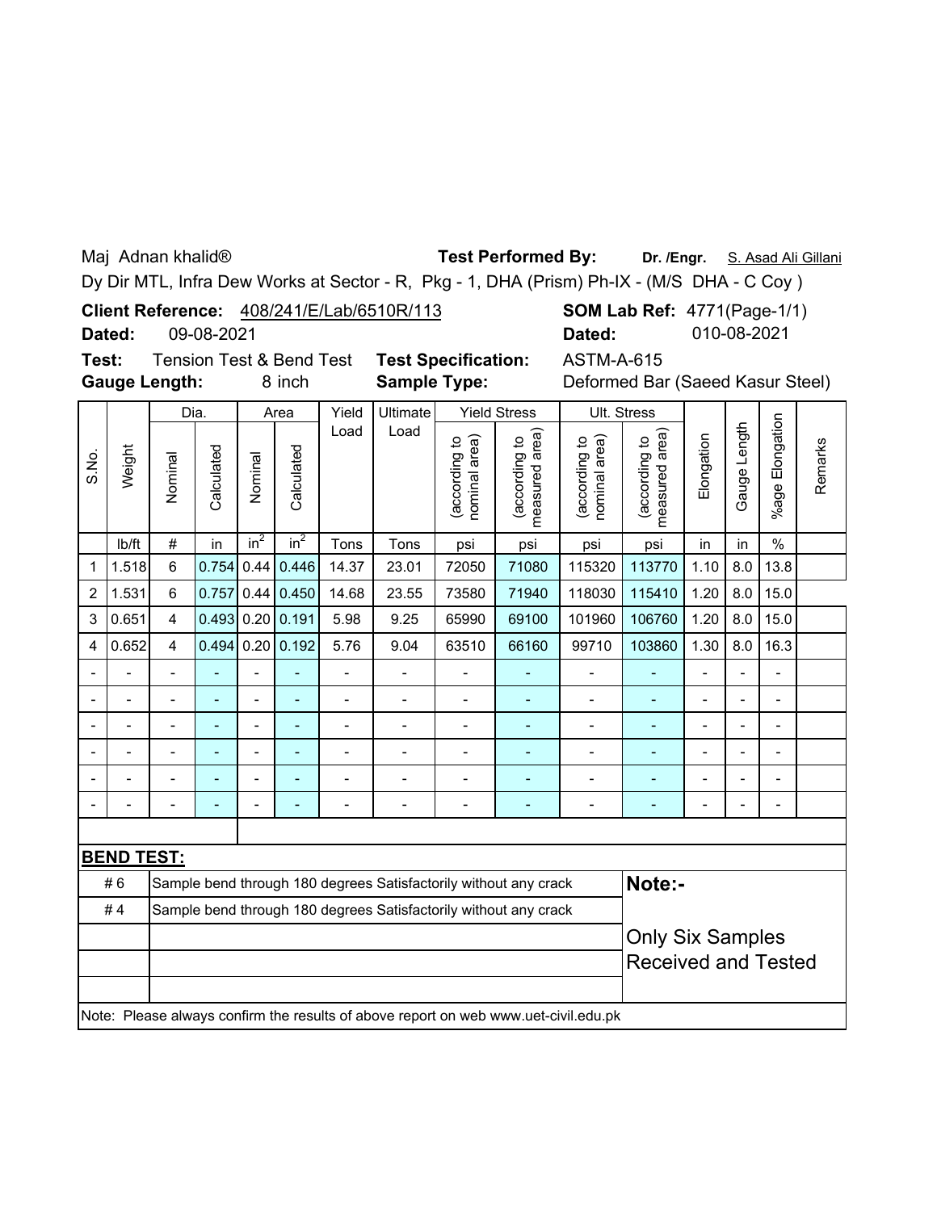Maj Adnan khalid® **Test Performed By:** **Dr. /Engr.** S. Asad Ali Gillani

Dy Dir MTL, Infra Dew Works at Sector - R, Pkg - 1, DHA (Prism) Ph-IX - (M/S DHA - C Coy )

**Client Reference:** 408/241/E/Lab/6510R/113 **SOM Lab Ref:** 4771(Page-1/1)

**Dated:** 09-08-2021 **Dated:** 010-08-2021

**Test:** Tension Test & Bend Test **Test Specification:** ASTM-A-615

**Gauge Length:** 8 inch **Sample Type:** Deformed Bar (Saeed Kasur Steel)

| S.No. | Weight | Dia. | | Area | | Yield Load | Ultimate Load | Yield Stress | | Ult. Stress | | Elongation | Gauge Length | %age Elongation | Remarks |
|---|---|---|---|---|---|---|---|---|---|---|---|---|---|---|---|
| | | Nominal | Calculated | Nominal | Calculated | | | (according to nominal area) | (according to measured area) | (according to nominal area) | (according to measured area) | | | | |
| | lb/ft | # | in | $in^2$ | $in^2$ | Tons | Tons | psi | psi | psi | psi | in | in | % | |
| 1 | 1.518 | 6 | 0.754 | 0.44 | 0.446 | 14.37 | 23.01 | 72050 | 71080 | 115320 | 113770 | 1.10 | 8.0 | 13.8 | |
| 2 | 1.531 | 6 | 0.757 | 0.44 | 0.450 | 14.68 | 23.55 | 73580 | 71940 | 118030 | 115410 | 1.20 | 8.0 | 15.0 | |
| 3 | 0.651 | 4 | 0.493 | 0.20 | 0.191 | 5.98 | 9.25 | 65990 | 69100 | 101960 | 106760 | 1.20 | 8.0 | 15.0 | |
| 4 | 0.652 | 4 | 0.494 | 0.20 | 0.192 | 5.76 | 9.04 | 63510 | 66160 | 99710 | 103860 | 1.30 | 8.0 | 16.3 | |
| - | - | - | - | - | - | - | - | - | - | - | - | - | - | - | |
| - | - | - | - | - | - | - | - | - | - | - | - | - | - | - | |
| - | - | - | - | - | - | - | - | - | - | - | - | - | - | - | |
| - | - | - | - | - | - | - | - | - | - | - | - | - | - | - | |
| - | - | - | - | - | - | - | - | - | - | - | - | - | - | - | |
| - | - | - | - | - | - | - | - | - | - | - | - | - | - | - | |

**BEND TEST:**

| Bar | Result |
|---|---|
| # 6 | Sample bend through 180 degrees Satisfactorily without any crack |
| # 4 | Sample bend through 180 degrees Satisfactorily without any crack |

**Note:-**

Only Six Samples Received and Tested

Note: Please always confirm the results of above report on web www.uet-civil.edu.pk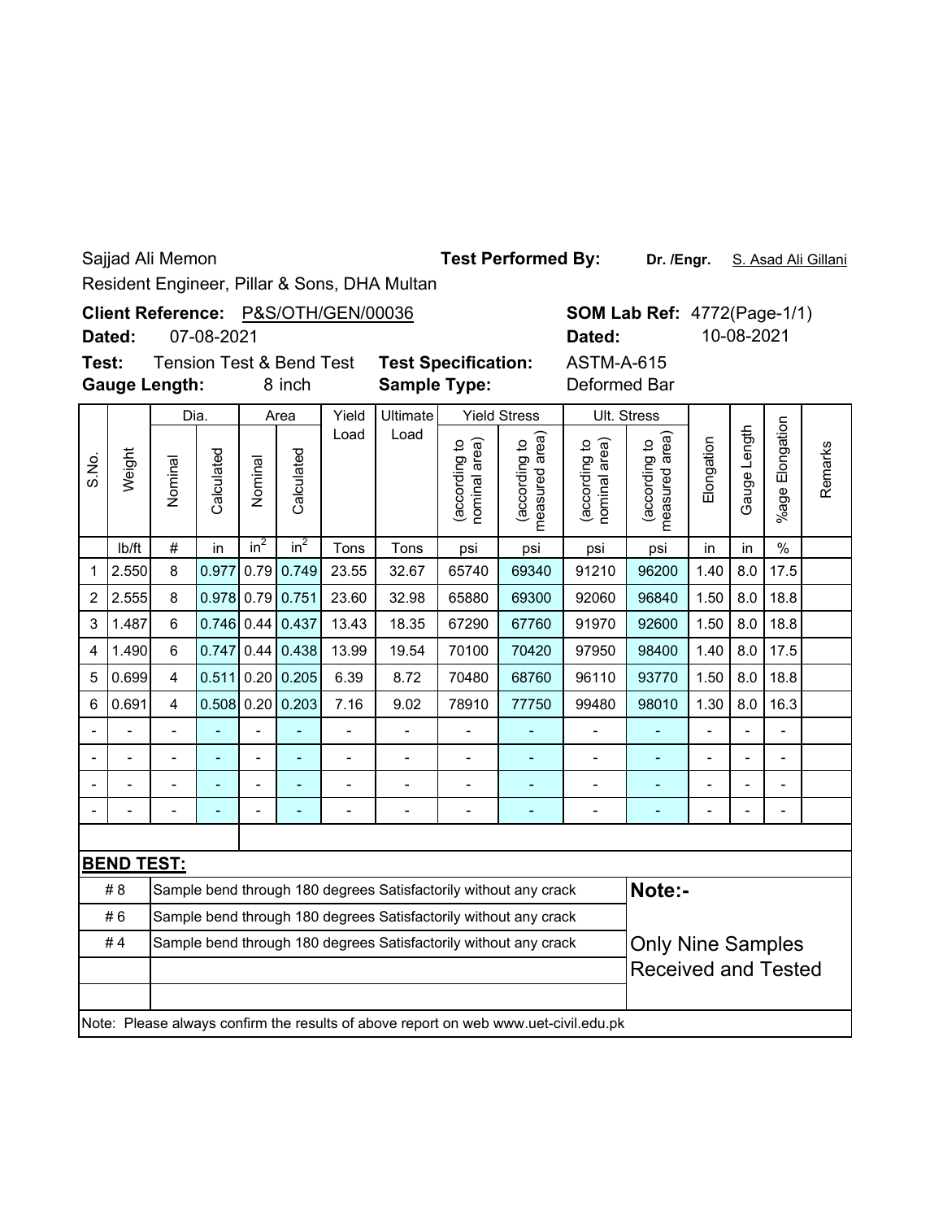Sajjad Ali Memon

Resident Engineer, Pillar & Sons, DHA Multan

**Test Performed By:** **Dr. /Engr.** S. Asad Ali Gillani

**Client Reference:** P&S/OTH/GEN/00036

**Dated:** 07-08-2021

**SOM Lab Ref:** 4772(Page-1/1)

**Dated:** 10-08-2021

**Test:** Tension Test & Bend Test

**Test Specification:** ASTM-A-615

**Gauge Length:** 8 inch

**Sample Type:** Deformed Bar

| S.No. | Weight | Dia. | | Area | | Yield Load | Ultimate Load | Yield Stress | | Ult. Stress | | Elongation | Gauge Length | %age Elongation | Remarks |
|---|---|---|---|---|---|---|---|---|---|---|---|---|---|---|---|
| | | Nominal | Calculated | Nominal | Calculated | | | (according to nominal area) | (according to measured area) | (according to nominal area) | (according to measured area) | | | | |
| | lb/ft | # | in | $in^2$ | $in^2$ | Tons | Tons | psi | psi | psi | psi | in | in | % | |
| 1 | 2.550 | 8 | 0.977 | 0.79 | 0.749 | 23.55 | 32.67 | 65740 | 69340 | 91210 | 96200 | 1.40 | 8.0 | 17.5 | |
| 2 | 2.555 | 8 | 0.978 | 0.79 | 0.751 | 23.60 | 32.98 | 65880 | 69300 | 92060 | 96840 | 1.50 | 8.0 | 18.8 | |
| 3 | 1.487 | 6 | 0.746 | 0.44 | 0.437 | 13.43 | 18.35 | 67290 | 67760 | 91970 | 92600 | 1.50 | 8.0 | 18.8 | |
| 4 | 1.490 | 6 | 0.747 | 0.44 | 0.438 | 13.99 | 19.54 | 70100 | 70420 | 97950 | 98400 | 1.40 | 8.0 | 17.5 | |
| 5 | 0.699 | 4 | 0.511 | 0.20 | 0.205 | 6.39 | 8.72 | 70480 | 68760 | 96110 | 93770 | 1.50 | 8.0 | 18.8 | |
| 6 | 0.691 | 4 | 0.508 | 0.20 | 0.203 | 7.16 | 9.02 | 78910 | 77750 | 99480 | 98010 | 1.30 | 8.0 | 16.3 | |
| - | - | - | - | - | - | - | - | - | - | - | - | - | - | - | |
| - | - | - | - | - | - | - | - | - | - | - | - | - | - | - | |
| - | - | - | - | - | - | - | - | - | - | - | - | - | - | - | |
| - | - | - | - | - | - | - | - | - | - | - | - | - | - | - | |

**BEND TEST:**

| | |
|---|---|
| # 8 | Sample bend through 180 degrees Satisfactorily without any crack |
| # 6 | Sample bend through 180 degrees Satisfactorily without any crack |
| # 4 | Sample bend through 180 degrees Satisfactorily without any crack |

**Note:-**

Only Nine Samples Received and Tested

Note: Please always confirm the results of above report on web www.uet-civil.edu.pk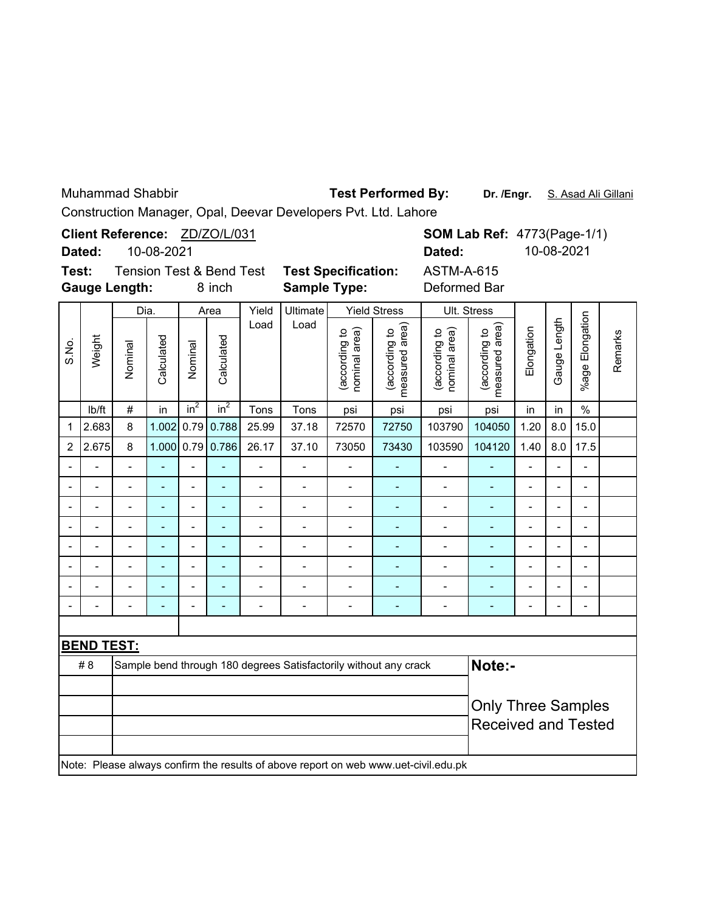Muhammad Shabbir

Construction Manager, Opal, Deevar Developers Pvt. Ltd. Lahore

**Test Performed By:** **Dr. /Engr.** S. Asad Ali Gillani

**Client Reference:** ZD/ZO/L/031

**Dated:** 10-08-2021

**SOM Lab Ref:** 4773(Page-1/1)

**Dated:** 10-08-2021

**Test:** Tension Test & Bend Test

**Gauge Length:** 8 inch

**Test Specification:** ASTM-A-615

**Sample Type:** Deformed Bar

| S.No. | Weight | Dia. | | Area | | Yield Load | Ultimate Load | Yield Stress | | Ult. Stress | | Elongation | Gauge Length | %age Elongation | Remarks |
|---|---|---|---|---|---|---|---|---|---|---|---|---|---|---|---|
| | | Nominal | Calculated | Nominal | Calculated | | | (according to nominal area) | (according to measured area) | (according to nominal area) | (according to measured area) | | | | |
| | lb/ft | # | in | $in^2$ | $in^2$ | Tons | Tons | psi | psi | psi | psi | in | in | % | |
| 1 | 2.683 | 8 | 1.002 | 0.79 | 0.788 | 25.99 | 37.18 | 72570 | 72750 | 103790 | 104050 | 1.20 | 8.0 | 15.0 | |
| 2 | 2.675 | 8 | 1.000 | 0.79 | 0.786 | 26.17 | 37.10 | 73050 | 73430 | 103590 | 104120 | 1.40 | 8.0 | 17.5 | |
| - | - | - | - | - | - | - | - | - | - | - | - | - | - | - | |
| - | - | - | - | - | - | - | - | - | - | - | - | - | - | - | |
| - | - | - | - | - | - | - | - | - | - | - | - | - | - | - | |
| - | - | - | - | - | - | - | - | - | - | - | - | - | - | - | |
| - | - | - | - | - | - | - | - | - | - | - | - | - | - | - | |
| - | - | - | - | - | - | - | - | - | - | - | - | - | - | - | |
| - | - | - | - | - | - | - | - | - | - | - | - | - | - | - | |
| - | - | - | - | - | - | - | - | - | - | - | - | - | - | - | |

**BEND TEST:**

| | | |
|---|---|---|
| # 8 | Sample bend through 180 degrees Satisfactorily without any crack | **Note:-** |
| | | Only Three Samples Received and Tested |

Note: Please always confirm the results of above report on web www.uet-civil.edu.pk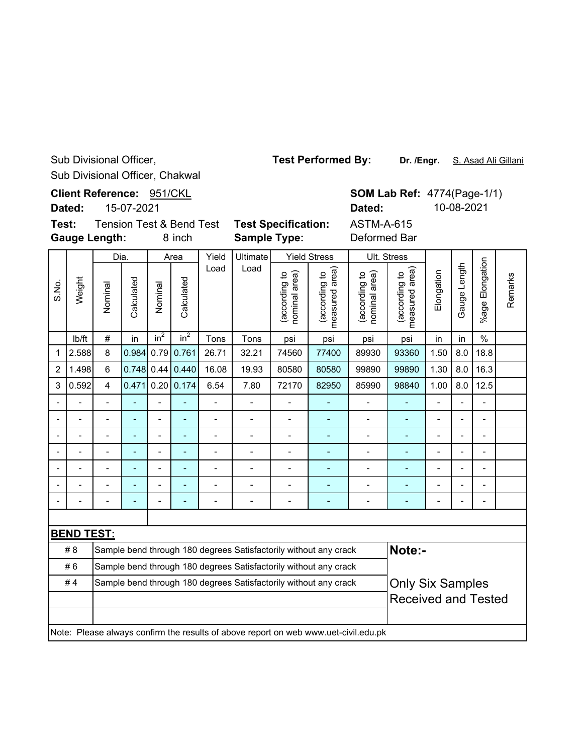Sub Divisional Officer,
Sub Divisional Officer, Chakwal

**Test Performed By:** **Dr. /Engr.** S. Asad Ali Gillani

**Client Reference:** 951/CKL
**Dated:** 15-07-2021

**SOM Lab Ref:** 4774(Page-1/1)
**Dated:** 10-08-2021

**Test:** Tension Test & Bend Test
**Gauge Length:** 8 inch

**Test Specification:** ASTM-A-615
**Sample Type:** Deformed Bar

| S.No. | Weight | Dia. | | Area | | Yield Load | Ultimate Load | Yield Stress | | Ult. Stress | | Elongation | Gauge Length | %age Elongation | Remarks |
|---|---|---|---|---|---|---|---|---|---|---|---|---|---|---|---|
| | | Nominal | Calculated | Nominal | Calculated | | | (according to nominal area) | (according to measured area) | (according to nominal area) | (according to measured area) | | | | |
| | lb/ft | # | in | $in^2$ | $in^2$ | Tons | Tons | psi | psi | psi | psi | in | in | % | |
| 1 | 2.588 | 8 | 0.984 | 0.79 | 0.761 | 26.71 | 32.21 | 74560 | 77400 | 89930 | 93360 | 1.50 | 8.0 | 18.8 | |
| 2 | 1.498 | 6 | 0.748 | 0.44 | 0.440 | 16.08 | 19.93 | 80580 | 80580 | 99890 | 99890 | 1.30 | 8.0 | 16.3 | |
| 3 | 0.592 | 4 | 0.471 | 0.20 | 0.174 | 6.54 | 7.80 | 72170 | 82950 | 85990 | 98840 | 1.00 | 8.0 | 12.5 | |
| - | - | - | - | - | - | - | - | - | - | - | - | - | - | - | |
| - | - | - | - | - | - | - | - | - | - | - | - | - | - | - | |
| - | - | - | - | - | - | - | - | - | - | - | - | - | - | - | |
| - | - | - | - | - | - | - | - | - | - | - | - | - | - | - | |
| - | - | - | - | - | - | - | - | - | - | - | - | - | - | - | |
| - | - | - | - | - | - | - | - | - | - | - | - | - | - | - | |
| - | - | - | - | - | - | - | - | - | - | - | - | - | - | - | |

**BEND TEST:**

| | |
|---|---|
| # 8 | Sample bend through 180 degrees Satisfactorily without any crack |
| # 6 | Sample bend through 180 degrees Satisfactorily without any crack |
| # 4 | Sample bend through 180 degrees Satisfactorily without any crack |

**Note:-**

Only Six Samples Received and Tested

Note: Please always confirm the results of above report on web www.uet-civil.edu.pk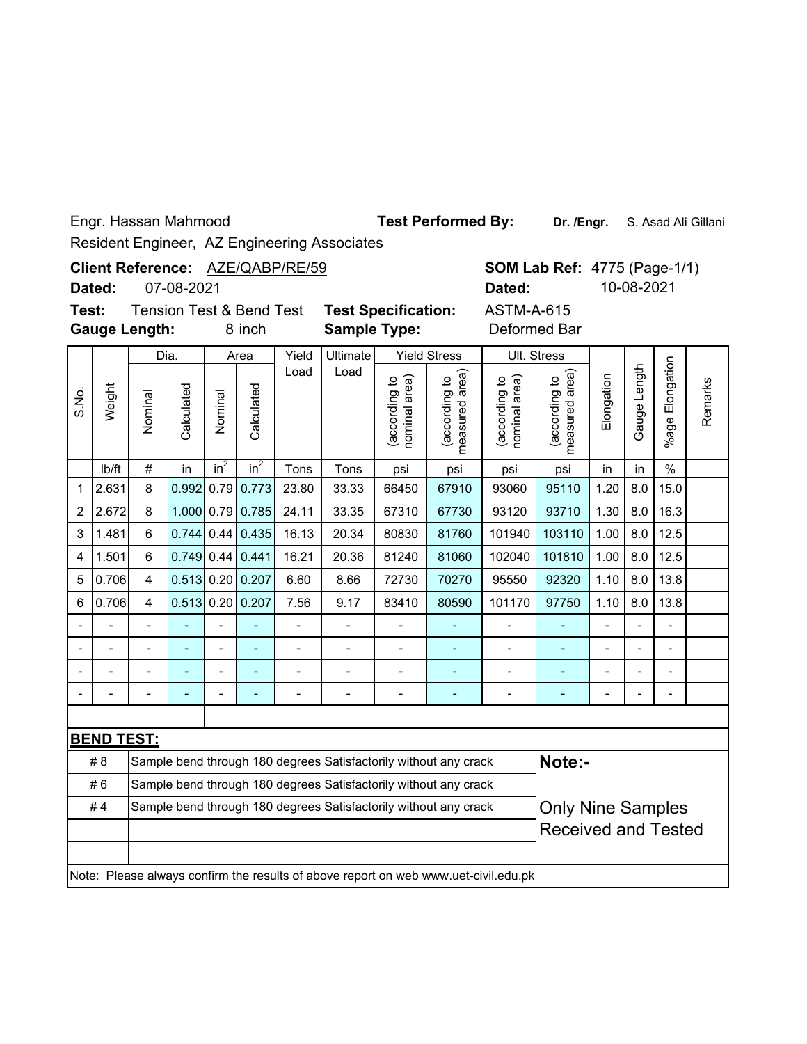Engr. Hassan Mahmood **Test Performed By:** **Dr. /Engr.** S. Asad Ali Gillani

Resident Engineer, AZ Engineering Associates

**Client Reference:** AZE/QABP/RE/59 **SOM Lab Ref:** 4775 (Page-1/1)

**Dated:** 07-08-2021 **Dated:** 10-08-2021

**Test:** Tension Test & Bend Test **Test Specification:** ASTM-A-615

**Gauge Length:** 8 inch **Sample Type:** Deformed Bar

| S.No. | Weight | Dia. | | Area | | Yield Load | Ultimate Load | Yield Stress | | Ult. Stress | | Elongation | Gauge Length | %age Elongation | Remarks |
|---|---|---|---|---|---|---|---|---|---|---|---|---|---|---|---|
| | | Nominal | Calculated | Nominal | Calculated | | | (according to nominal area) | (according to measured area) | (according to nominal area) | (according to measured area) | | | | |
| | lb/ft | # | in | $in^2$ | $in^2$ | Tons | Tons | psi | psi | psi | psi | in | in | % | |
| 1 | 2.631 | 8 | 0.992 | 0.79 | 0.773 | 23.80 | 33.33 | 66450 | 67910 | 93060 | 95110 | 1.20 | 8.0 | 15.0 | |
| 2 | 2.672 | 8 | 1.000 | 0.79 | 0.785 | 24.11 | 33.35 | 67310 | 67730 | 93120 | 93710 | 1.30 | 8.0 | 16.3 | |
| 3 | 1.481 | 6 | 0.744 | 0.44 | 0.435 | 16.13 | 20.34 | 80830 | 81760 | 101940 | 103110 | 1.00 | 8.0 | 12.5 | |
| 4 | 1.501 | 6 | 0.749 | 0.44 | 0.441 | 16.21 | 20.36 | 81240 | 81060 | 102040 | 101810 | 1.00 | 8.0 | 12.5 | |
| 5 | 0.706 | 4 | 0.513 | 0.20 | 0.207 | 6.60 | 8.66 | 72730 | 70270 | 95550 | 92320 | 1.10 | 8.0 | 13.8 | |
| 6 | 0.706 | 4 | 0.513 | 0.20 | 0.207 | 7.56 | 9.17 | 83410 | 80590 | 101170 | 97750 | 1.10 | 8.0 | 13.8 | |
| - | - | - | - | - | - | - | - | - | - | - | - | - | - | - | |
| - | - | - | - | - | - | - | - | - | - | - | - | - | - | - | |
| - | - | - | - | - | - | - | - | - | - | - | - | - | - | - | |
| - | - | - | - | - | - | - | - | - | - | - | - | - | - | - | |

**BEND TEST:**

| | |
|---|---|
| # 8 | Sample bend through 180 degrees Satisfactorily without any crack |
| # 6 | Sample bend through 180 degrees Satisfactorily without any crack |
| # 4 | Sample bend through 180 degrees Satisfactorily without any crack |

**Note:-**

Only Nine Samples Received and Tested

Note: Please always confirm the results of above report on web www.uet-civil.edu.pk